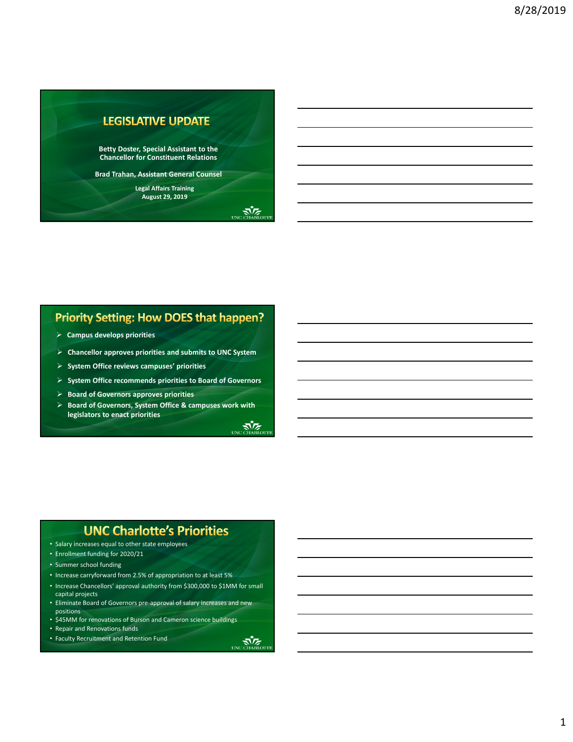# LEGISLATIVE UPDATE

**Betty Doster, Special Assistant to the Chancellor for Constituent Relations**

**Brad Trahan, Assistant General Counsel**

**Legal Affairs Training**
**August 29, 2019**

UNC CHARLOTTE

## Priority Setting: How DOES that happen?

- **Campus develops priorities**
- **Chancellor approves priorities and submits to UNC System**
- **System Office reviews campuses' priorities**
- **System Office recommends priorities to Board of Governors**
- **Board of Governors approves priorities**
- **Board of Governors, System Office & campuses work with legislators to enact priorities**

UNC CHARLOTTE

## UNC Charlotte's Priorities

- Salary increases equal to other state employees
- Enrollment funding for 2020/21
- Summer school funding
- Increase carryforward from 2.5% of appropriation to at least 5%
- Increase Chancellors' approval authority from $300,000 to $1MM for small capital projects
- Eliminate Board of Governors pre-approval of salary increases and new positions
- $45MM for renovations of Burson and Cameron science buildings
- Repair and Renovations funds
- Faculty Recruitment and Retention Fund

UNC CHARLOTTE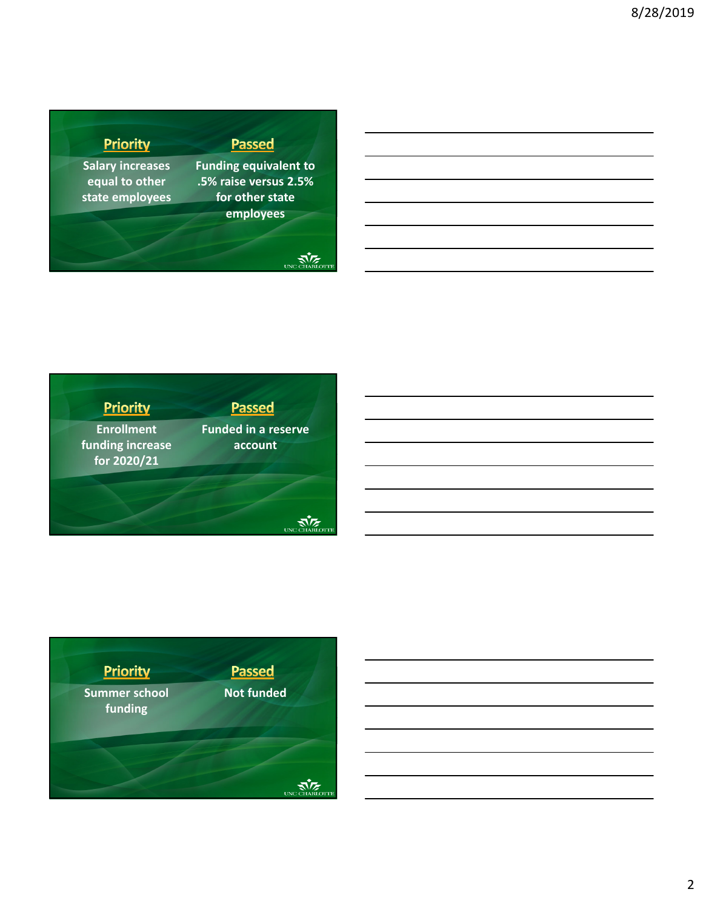| Priority | Passed |
| --- | --- |
| Salary increases equal to other state employees | Funding equivalent to .5% raise versus 2.5% for other state employees |

| Priority | Passed |
| --- | --- |
| Enrollment funding increase for 2020/21 | Funded in a reserve account |

| Priority | Passed |
| --- | --- |
| Summer school funding | Not funded |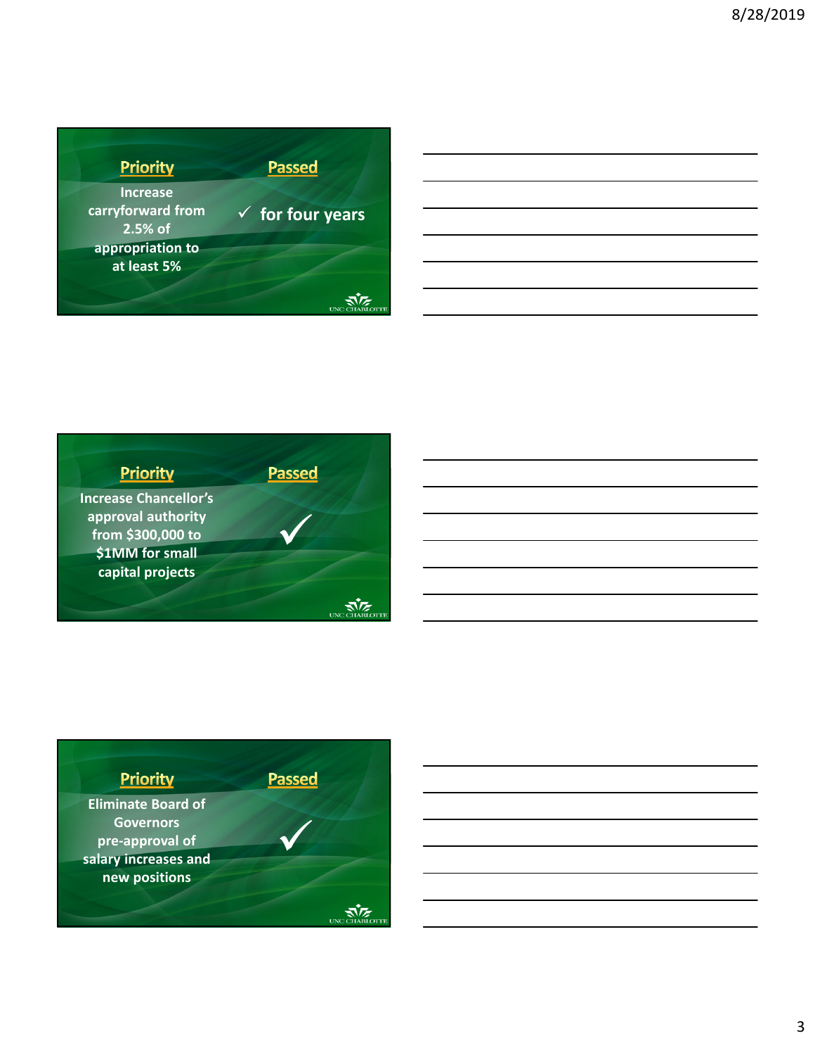| Priority | Passed |
| --- | --- |
| Increase carryforward from 2.5% of appropriation to at least 5% | ✓ for four years |

| Priority | Passed |
| --- | --- |
| Increase Chancellor's approval authority from $300,000 to $1MM for small capital projects | ✓ |

| Priority | Passed |
| --- | --- |
| Eliminate Board of Governors pre-approval of salary increases and new positions | ✓ |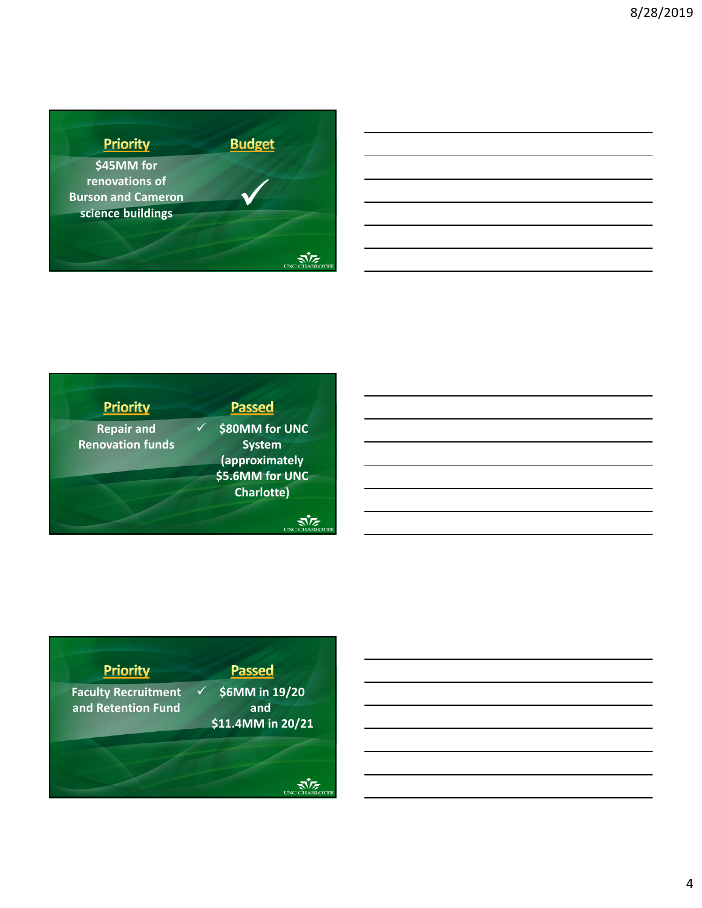| Priority | Budget |
| --- | --- |
| $45MM for renovations of Burson and Cameron science buildings | ✓ |

| Priority | Passed |
| --- | --- |
| Repair and Renovation funds | ✓ $80MM for UNC System (approximately $5.6MM for UNC Charlotte) |

| Priority | Passed |
| --- | --- |
| Faculty Recruitment and Retention Fund | ✓ $6MM in 19/20 and $11.4MM in 20/21 |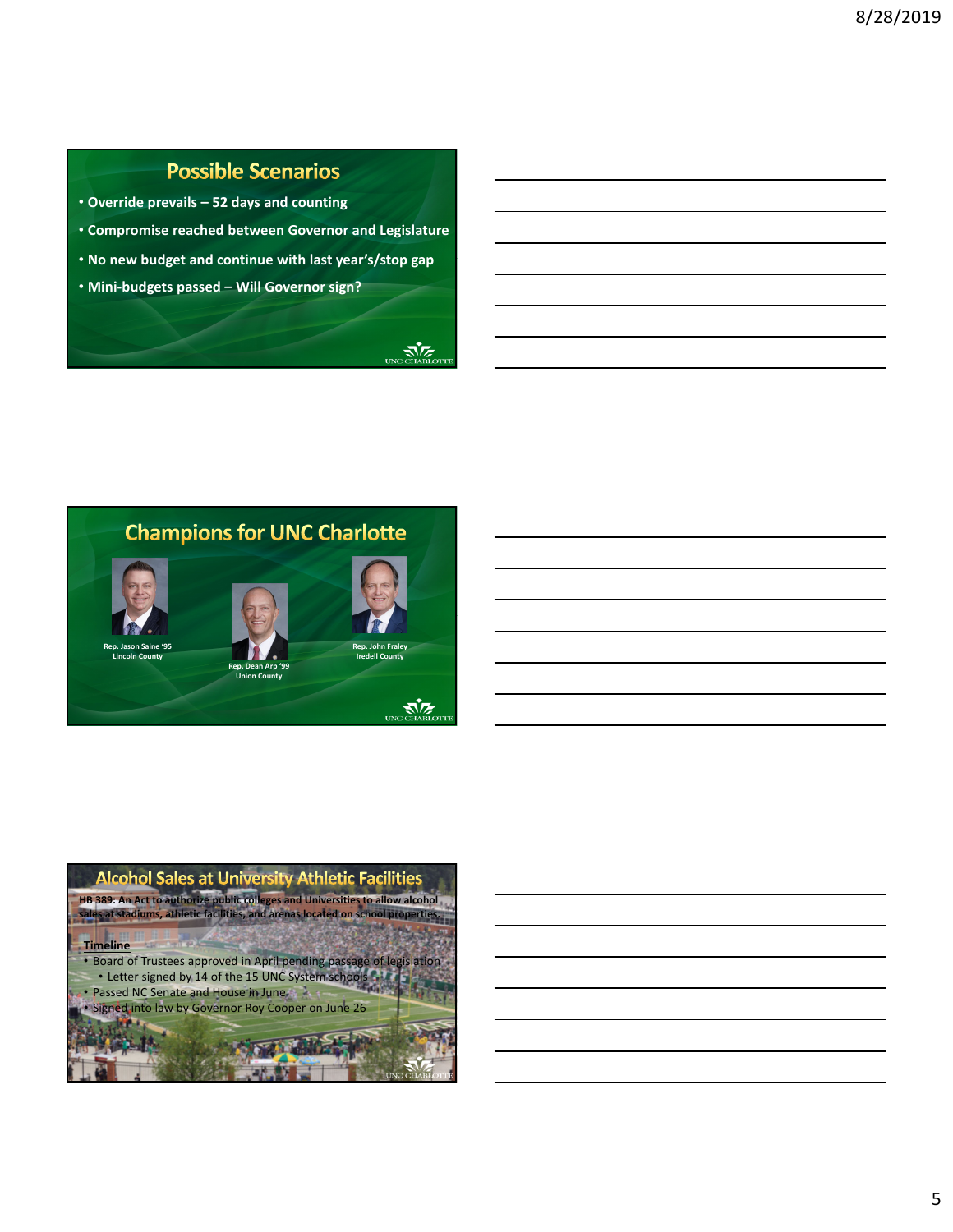## Possible Scenarios

- Override prevails – 52 days and counting
- Compromise reached between Governor and Legislature
- No new budget and continue with last year's/stop gap
- Mini-budgets passed – Will Governor sign?

## Champions for UNC Charlotte

Rep. Jason Saine '95
Lincoln County

Rep. Dean Arp '99
Union County

Rep. John Fraley
Iredell County

## Alcohol Sales at University Athletic Facilities

**HB 389: An Act to authorize public colleges and Universities to allow alcohol sales at stadiums, athletic facilities, and arenas located on school properties.**

**Timeline**

- Board of Trustees approved in April pending passage of legislation
  - Letter signed by 14 of the 15 UNC System schools
- Passed NC Senate and House in June
- Signed into law by Governor Roy Cooper on June 26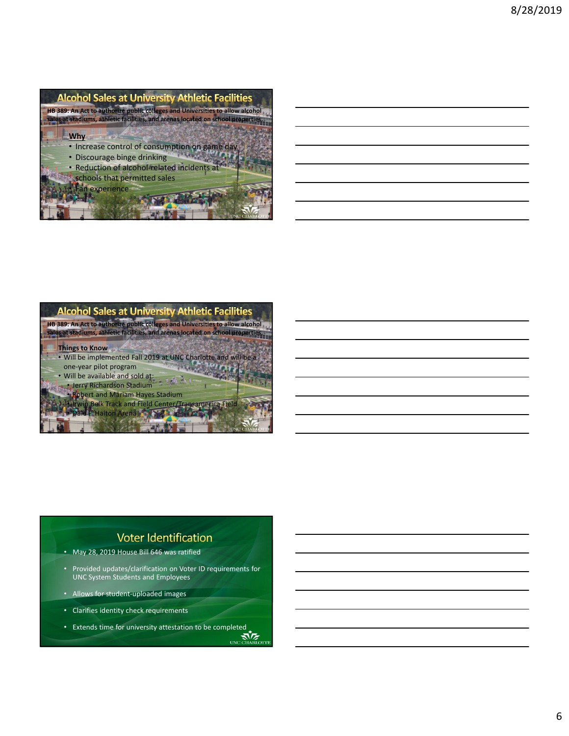## Alcohol Sales at University Athletic Facilities

**HB 389: An Act to authorize public colleges and Universities to allow alcohol sales at stadiums, athletic facilities, and arenas located on school properties.**

**Why**

- Increase control of consumption on game day
- Discourage binge drinking
- Reduction of alcohol-related incidents at schools that permitted sales
- Fan experience

## Alcohol Sales at University Athletic Facilities

**HB 389: An Act to authorize public colleges and Universities to allow alcohol sales at stadiums, athletic facilities, and arenas located on school properties.**

**Things to Know**

- Will be implemented Fall 2019 at UNC Charlotte and will be a one-year pilot program
- Will be available and sold at:
  - Jerry Richardson Stadium
  - Robert and Mariam Hayes Stadium
  - Irwin Belk Track and Field Center/Transamerica Field
  - Dale F. Halton Arena

## Voter Identification

- May 28, 2019 House Bill 646 was ratified
- Provided updates/clarification on Voter ID requirements for UNC System Students and Employees
- Allows for student-uploaded images
- Clarifies identity check requirements
- Extends time for university attestation to be completed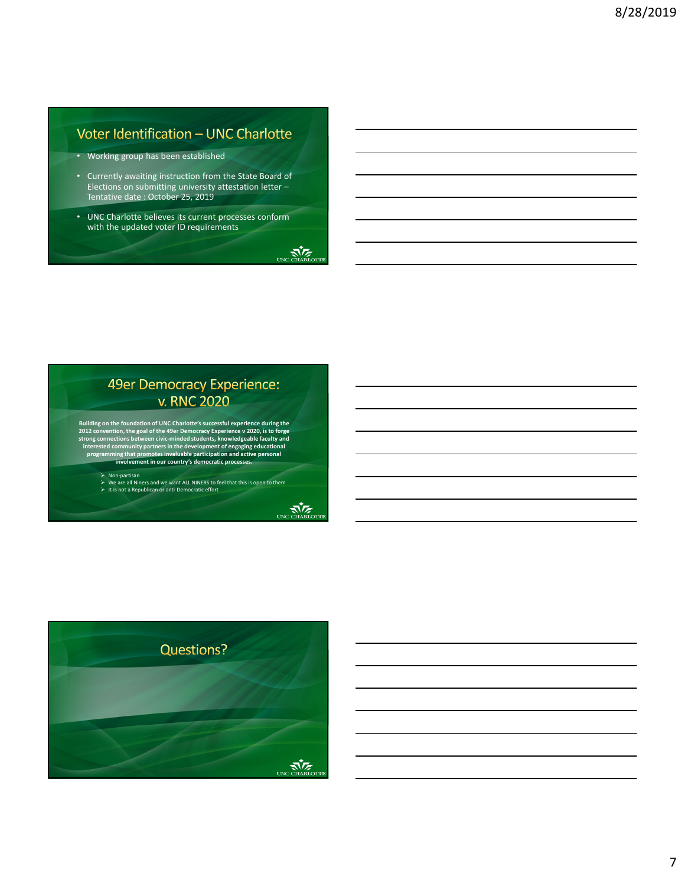## Voter Identification – UNC Charlotte

- Working group has been established
- Currently awaiting instruction from the State Board of Elections on submitting university attestation letter – Tentative date : October 25, 2019
- UNC Charlotte believes its current processes conform with the updated voter ID requirements

UNC CHARLOTTE

## 49er Democracy Experience: v. RNC 2020

**Building on the foundation of UNC Charlotte's successful experience during the 2012 convention, the goal of the 49er Democracy Experience v 2020, is to forge strong connections between civic-minded students, knowledgeable faculty and interested community partners in the development of engaging educational programming that promotes invaluable participation and active personal involvement in our country's democratic processes.**

- Non-partisan
- We are all Niners and we want ALL NINERS to feel that this is open to them
- It is not a Republican or anti-Democratic effort

UNC CHARLOTTE

## Questions?

UNC CHARLOTTE